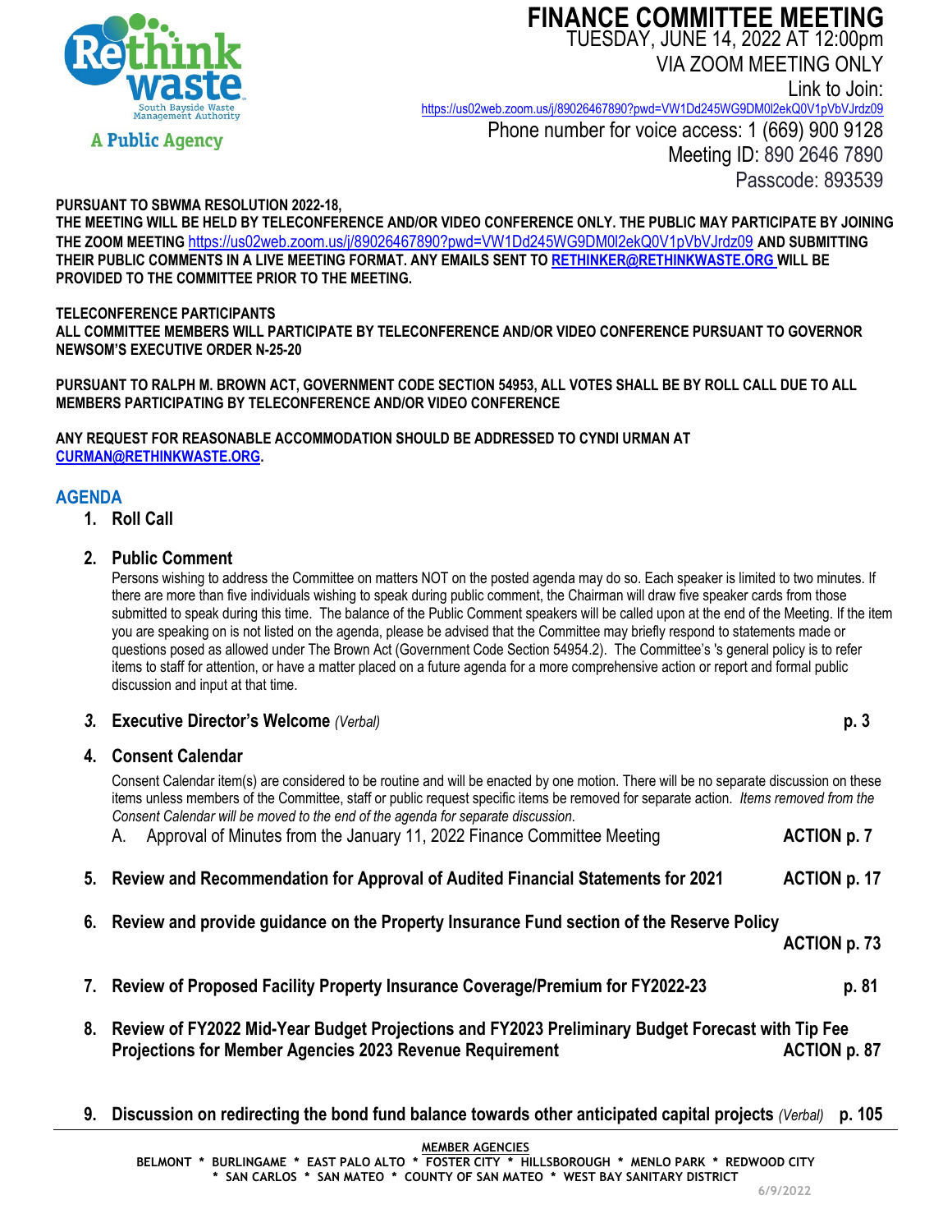Rethink waste
South Bayside Waste Management Authority
A Public Agency

# FINANCE COMMITTEE MEETING

TUESDAY, JUNE 14, 2022 AT 12:00pm

VIA ZOOM MEETING ONLY

Link to Join:
https://us02web.zoom.us/j/89026467890?pwd=VW1Dd245WG9DM0l2ekQ0V1pVbVJrdz09

Phone number for voice access: 1 (669) 900 9128

Meeting ID: 890 2646 7890

Passcode: 893539

**PURSUANT TO SBWMA RESOLUTION 2022-18,**
**THE MEETING WILL BE HELD BY TELECONFERENCE AND/OR VIDEO CONFERENCE ONLY. THE PUBLIC MAY PARTICIPATE BY JOINING THE ZOOM MEETING** https://us02web.zoom.us/j/89026467890?pwd=VW1Dd245WG9DM0l2ekQ0V1pVbVJrdz09 **AND SUBMITTING THEIR PUBLIC COMMENTS IN A LIVE MEETING FORMAT. ANY EMAILS SENT TO RETHINKER@RETHINKWASTE.ORG WILL BE PROVIDED TO THE COMMITTEE PRIOR TO THE MEETING.**

**TELECONFERENCE PARTICIPANTS**
**ALL COMMITTEE MEMBERS WILL PARTICIPATE BY TELECONFERENCE AND/OR VIDEO CONFERENCE PURSUANT TO GOVERNOR NEWSOM'S EXECUTIVE ORDER N-25-20**

**PURSUANT TO RALPH M. BROWN ACT, GOVERNMENT CODE SECTION 54953, ALL VOTES SHALL BE BY ROLL CALL DUE TO ALL MEMBERS PARTICIPATING BY TELECONFERENCE AND/OR VIDEO CONFERENCE**

**ANY REQUEST FOR REASONABLE ACCOMMODATION SHOULD BE ADDRESSED TO CYNDI URMAN AT CURMAN@RETHINKWASTE.ORG.**

## AGENDA

1. **Roll Call**

2. **Public Comment**

   Persons wishing to address the Committee on matters NOT on the posted agenda may do so. Each speaker is limited to two minutes. If there are more than five individuals wishing to speak during public comment, the Chairman will draw five speaker cards from those submitted to speak during this time. The balance of the Public Comment speakers will be called upon at the end of the Meeting. If the item you are speaking on is not listed on the agenda, please be advised that the Committee may briefly respond to statements made or questions posed as allowed under The Brown Act (Government Code Section 54954.2). The Committee's 's general policy is to refer items to staff for attention, or have a matter placed on a future agenda for a more comprehensive action or report and formal public discussion and input at that time.

3. **Executive Director's Welcome** *(Verbal)* **p. 3**

4. **Consent Calendar**

   Consent Calendar item(s) are considered to be routine and will be enacted by one motion. There will be no separate discussion on these items unless members of the Committee, staff or public request specific items be removed for separate action. *Items removed from the Consent Calendar will be moved to the end of the agenda for separate discussion.*

   A. Approval of Minutes from the January 11, 2022 Finance Committee Meeting **ACTION p. 7**

5. **Review and Recommendation for Approval of Audited Financial Statements for 2021** **ACTION p. 17**

6. **Review and provide guidance on the Property Insurance Fund section of the Reserve Policy** **ACTION p. 73**

7. **Review of Proposed Facility Property Insurance Coverage/Premium for FY2022-23** **p. 81**

8. **Review of FY2022 Mid-Year Budget Projections and FY2023 Preliminary Budget Forecast with Tip Fee Projections for Member Agencies 2023 Revenue Requirement** **ACTION p. 87**

9. **Discussion on redirecting the bond fund balance towards other anticipated capital projects** *(Verbal)* **p. 105**

**MEMBER AGENCIES**
BELMONT * BURLINGAME * EAST PALO ALTO * FOSTER CITY * HILLSBOROUGH * MENLO PARK * REDWOOD CITY * SAN CARLOS * SAN MATEO * COUNTY OF SAN MATEO * WEST BAY SANITARY DISTRICT

6/9/2022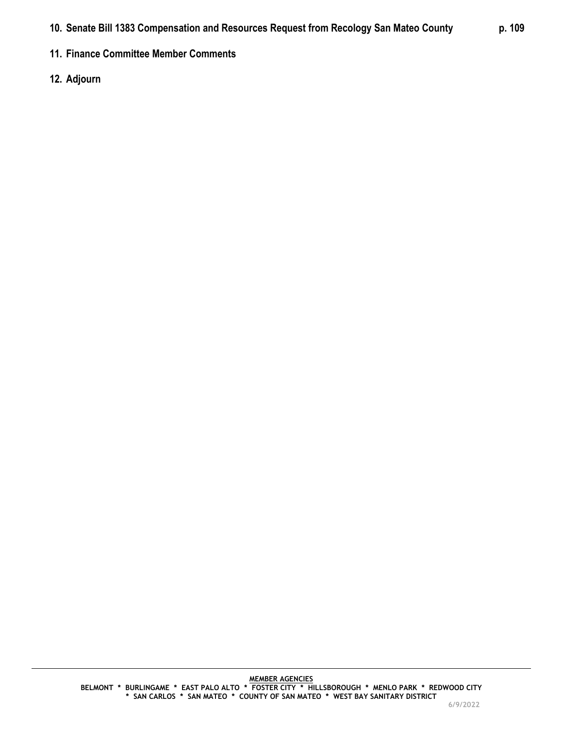**10. Senate Bill 1383 Compensation and Resources Request from Recology San Mateo County p. 109**

**11. Finance Committee Member Comments**

**12. Adjourn**

**MEMBER AGENCIES**
**BELMONT * BURLINGAME * EAST PALO ALTO * FOSTER CITY * HILLSBOROUGH * MENLO PARK * REDWOOD CITY * SAN CARLOS * SAN MATEO * COUNTY OF SAN MATEO * WEST BAY SANITARY DISTRICT**

6/9/2022